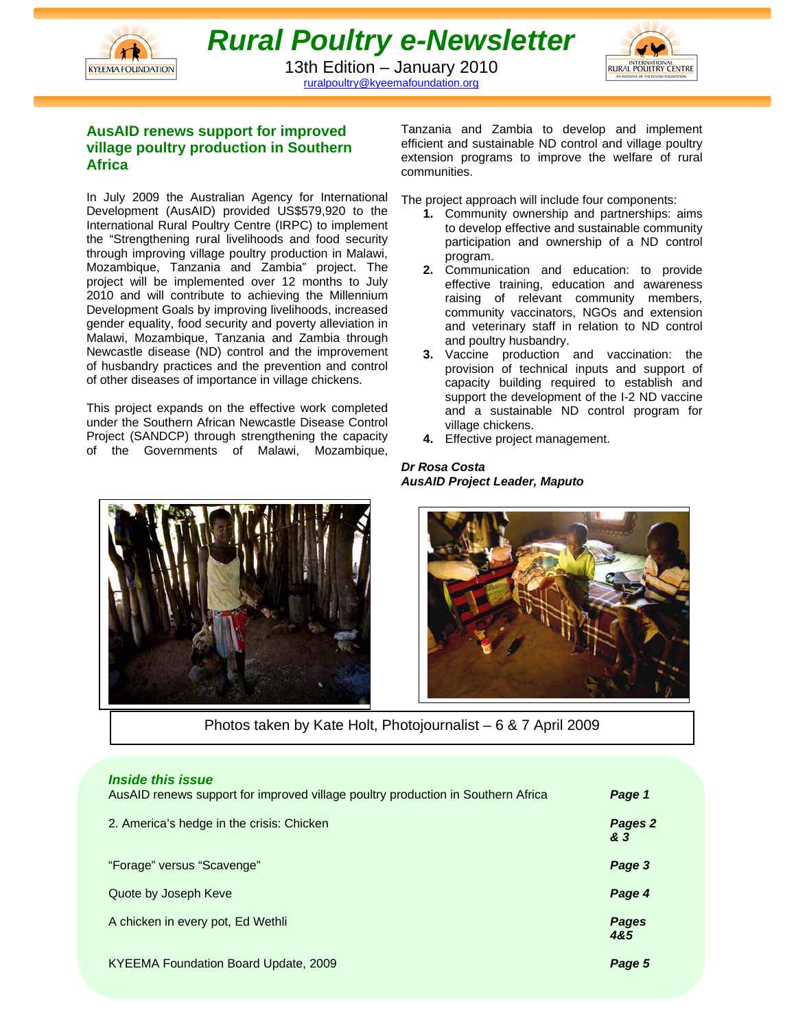# Rural Poultry e-Newsletter

13th Edition – January 2010

ruralpoultry@kyeemafoundation.org

## AusAID renews support for improved village poultry production in Southern Africa

In July 2009 the Australian Agency for International Development (AusAID) provided US$579,920 to the International Rural Poultry Centre (IRPC) to implement the "Strengthening rural livelihoods and food security through improving village poultry production in Malawi, Mozambique, Tanzania and Zambia" project. The project will be implemented over 12 months to July 2010 and will contribute to achieving the Millennium Development Goals by improving livelihoods, increased gender equality, food security and poverty alleviation in Malawi, Mozambique, Tanzania and Zambia through Newcastle disease (ND) control and the improvement of husbandry practices and the prevention and control of other diseases of importance in village chickens.

This project expands on the effective work completed under the Southern African Newcastle Disease Control Project (SANDCP) through strengthening the capacity of the Governments of Malawi, Mozambique, Tanzania and Zambia to develop and implement efficient and sustainable ND control and village poultry extension programs to improve the welfare of rural communities.

The project approach will include four components:

1. Community ownership and partnerships: aims to develop effective and sustainable community participation and ownership of a ND control program.
2. Communication and education: to provide effective training, education and awareness raising of relevant community members, community vaccinators, NGOs and extension and veterinary staff in relation to ND control and poultry husbandry.
3. Vaccine production and vaccination: the provision of technical inputs and support of capacity building required to establish and support the development of the I-2 ND vaccine and a sustainable ND control program for village chickens.
4. Effective project management.

***Dr Rosa Costa***
***AusAID Project Leader, Maputo***

Photos taken by Kate Holt, Photojournalist – 6 & 7 April 2009

### *Inside this issue*

| | |
|---|---|
| AusAID renews support for improved village poultry production in Southern Africa | ***Page 1*** |
| 2. America's hedge in the crisis: Chicken | ***Pages 2 & 3*** |
| "Forage" versus "Scavenge" | ***Page 3*** |
| Quote by Joseph Keve | ***Page 4*** |
| A chicken in every pot, Ed Wethli | ***Pages 4&5*** |
| KYEEMA Foundation Board Update, 2009 | ***Page 5*** |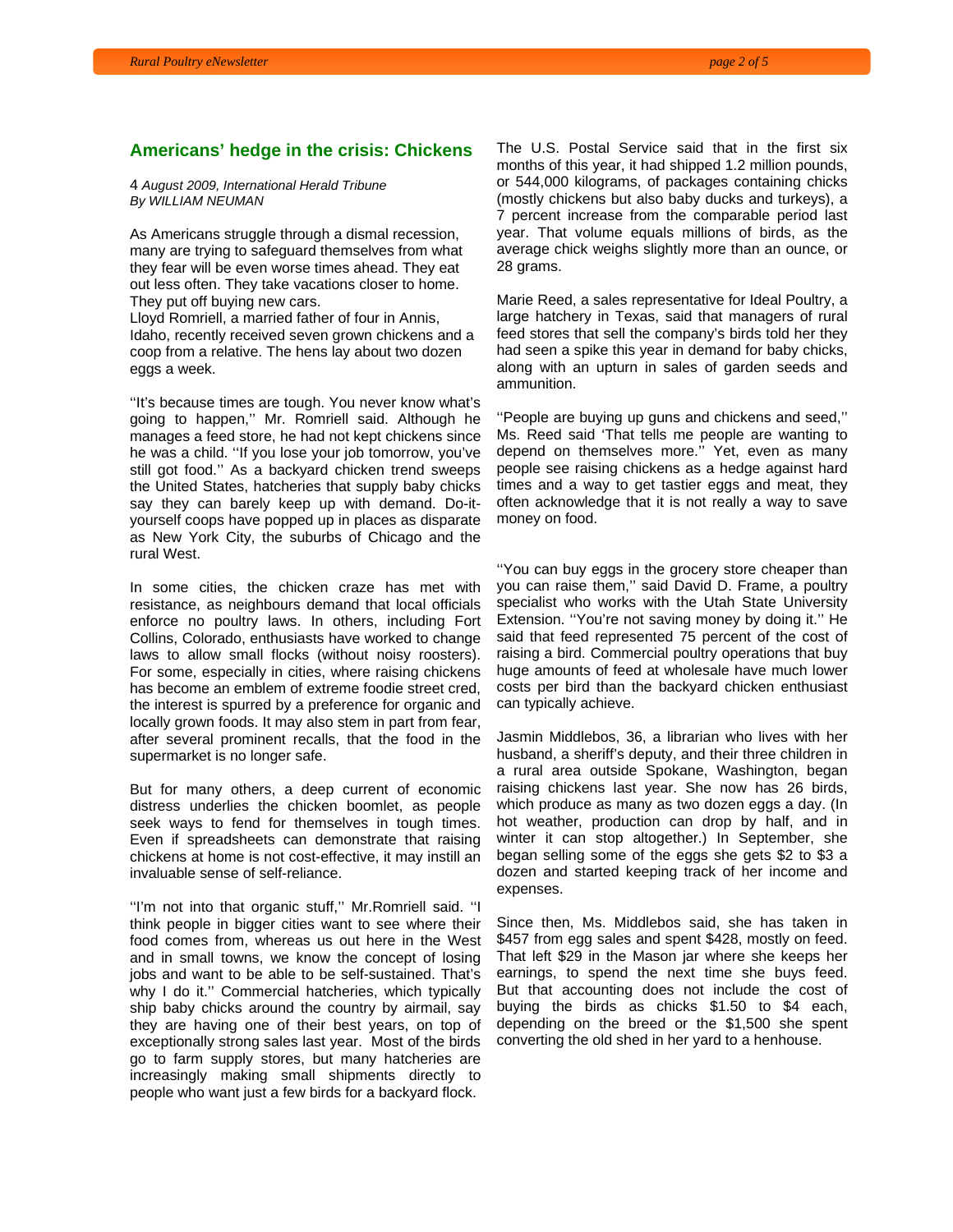## Americans' hedge in the crisis: Chickens

4 *August 2009, International Herald Tribune*
*By WILLIAM NEUMAN*

As Americans struggle through a dismal recession, many are trying to safeguard themselves from what they fear will be even worse times ahead. They eat out less often. They take vacations closer to home. They put off buying new cars.
Lloyd Romriell, a married father of four in Annis, Idaho, recently received seven grown chickens and a coop from a relative. The hens lay about two dozen eggs a week.

''It's because times are tough. You never know what's going to happen,'' Mr. Romriell said. Although he manages a feed store, he had not kept chickens since he was a child. ''If you lose your job tomorrow, you've still got food.'' As a backyard chicken trend sweeps the United States, hatcheries that supply baby chicks say they can barely keep up with demand. Do-it-yourself coops have popped up in places as disparate as New York City, the suburbs of Chicago and the rural West.

In some cities, the chicken craze has met with resistance, as neighbours demand that local officials enforce no poultry laws. In others, including Fort Collins, Colorado, enthusiasts have worked to change laws to allow small flocks (without noisy roosters). For some, especially in cities, where raising chickens has become an emblem of extreme foodie street cred, the interest is spurred by a preference for organic and locally grown foods. It may also stem in part from fear, after several prominent recalls, that the food in the supermarket is no longer safe.

But for many others, a deep current of economic distress underlies the chicken boomlet, as people seek ways to fend for themselves in tough times. Even if spreadsheets can demonstrate that raising chickens at home is not cost-effective, it may instill an invaluable sense of self-reliance.

''I'm not into that organic stuff,'' Mr.Romriell said. ''I think people in bigger cities want to see where their food comes from, whereas us out here in the West and in small towns, we know the concept of losing jobs and want to be able to be self-sustained. That's why I do it.'' Commercial hatcheries, which typically ship baby chicks around the country by airmail, say they are having one of their best years, on top of exceptionally strong sales last year. Most of the birds go to farm supply stores, but many hatcheries are increasingly making small shipments directly to people who want just a few birds for a backyard flock.

The U.S. Postal Service said that in the first six months of this year, it had shipped 1.2 million pounds, or 544,000 kilograms, of packages containing chicks (mostly chickens but also baby ducks and turkeys), a 7 percent increase from the comparable period last year. That volume equals millions of birds, as the average chick weighs slightly more than an ounce, or 28 grams.

Marie Reed, a sales representative for Ideal Poultry, a large hatchery in Texas, said that managers of rural feed stores that sell the company's birds told her they had seen a spike this year in demand for baby chicks, along with an upturn in sales of garden seeds and ammunition.

''People are buying up guns and chickens and seed,'' Ms. Reed said 'That tells me people are wanting to depend on themselves more.'' Yet, even as many people see raising chickens as a hedge against hard times and a way to get tastier eggs and meat, they often acknowledge that it is not really a way to save money on food.

''You can buy eggs in the grocery store cheaper than you can raise them,'' said David D. Frame, a poultry specialist who works with the Utah State University Extension. ''You're not saving money by doing it.'' He said that feed represented 75 percent of the cost of raising a bird. Commercial poultry operations that buy huge amounts of feed at wholesale have much lower costs per bird than the backyard chicken enthusiast can typically achieve.

Jasmin Middlebos, 36, a librarian who lives with her husband, a sheriff's deputy, and their three children in a rural area outside Spokane, Washington, began raising chickens last year. She now has 26 birds, which produce as many as two dozen eggs a day. (In hot weather, production can drop by half, and in winter it can stop altogether.) In September, she began selling some of the eggs she gets $2 to $3 a dozen and started keeping track of her income and expenses.

Since then, Ms. Middlebos said, she has taken in $457 from egg sales and spent $428, mostly on feed. That left $29 in the Mason jar where she keeps her earnings, to spend the next time she buys feed. But that accounting does not include the cost of buying the birds as chicks $1.50 to $4 each, depending on the breed or the $1,500 she spent converting the old shed in her yard to a henhouse.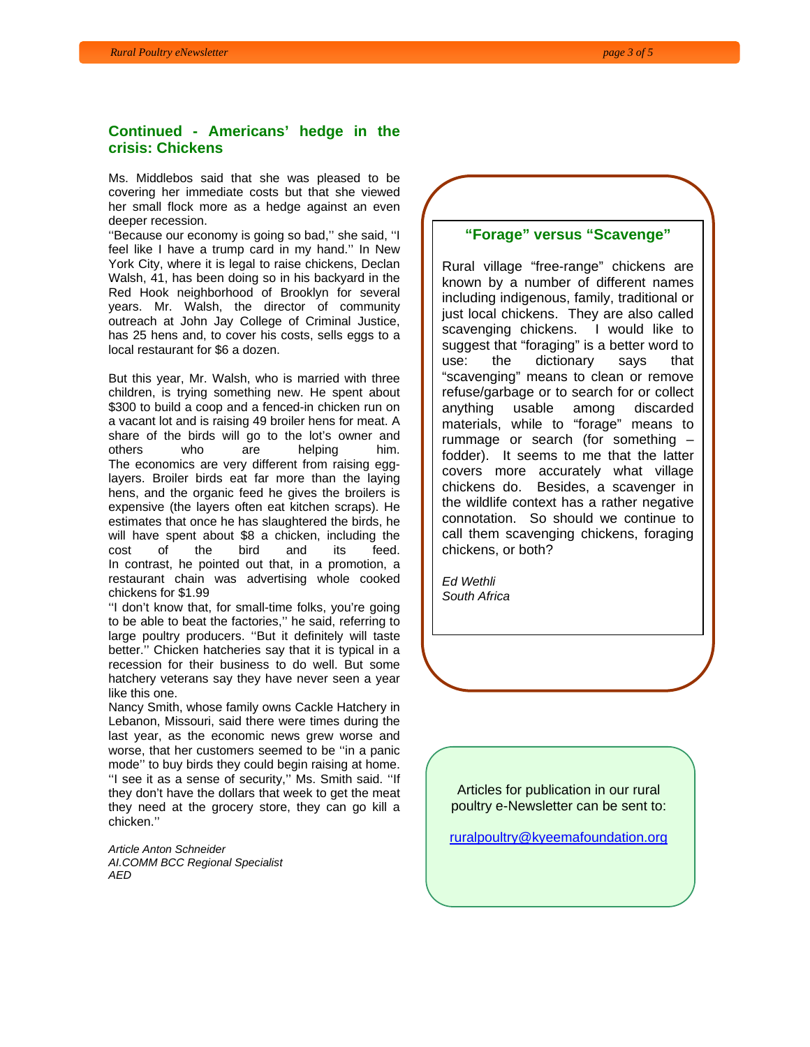## Continued - Americans' hedge in the crisis: Chickens

Ms. Middlebos said that she was pleased to be covering her immediate costs but that she viewed her small flock more as a hedge against an even deeper recession.

''Because our economy is going so bad,'' she said, ''I feel like I have a trump card in my hand.'' In New York City, where it is legal to raise chickens, Declan Walsh, 41, has been doing so in his backyard in the Red Hook neighborhood of Brooklyn for several years. Mr. Walsh, the director of community outreach at John Jay College of Criminal Justice, has 25 hens and, to cover his costs, sells eggs to a local restaurant for $6 a dozen.

But this year, Mr. Walsh, who is married with three children, is trying something new. He spent about $300 to build a coop and a fenced-in chicken run on a vacant lot and is raising 49 broiler hens for meat. A share of the birds will go to the lot's owner and others who are helping him. The economics are very different from raising egg-layers. Broiler birds eat far more than the laying hens, and the organic feed he gives the broilers is expensive (the layers often eat kitchen scraps). He estimates that once he has slaughtered the birds, he will have spent about $8 a chicken, including the cost of the bird and its feed. In contrast, he pointed out that, in a promotion, a restaurant chain was advertising whole cooked chickens for $1.99

''I don't know that, for small-time folks, you're going to be able to beat the factories,'' he said, referring to large poultry producers. ''But it definitely will taste better.'' Chicken hatcheries say that it is typical in a recession for their business to do well. But some hatchery veterans say they have never seen a year like this one.

Nancy Smith, whose family owns Cackle Hatchery in Lebanon, Missouri, said there were times during the last year, as the economic news grew worse and worse, that her customers seemed to be ''in a panic mode'' to buy birds they could begin raising at home. ''I see it as a sense of security,'' Ms. Smith said. ''If they don't have the dollars that week to get the meat they need at the grocery store, they can go kill a chicken.''

*Article Anton Schneider*
*AI.COMM BCC Regional Specialist*
*AED*

## "Forage" versus "Scavenge"

Rural village "free-range" chickens are known by a number of different names including indigenous, family, traditional or just local chickens. They are also called scavenging chickens. I would like to suggest that "foraging" is a better word to use: the dictionary says that "scavenging" means to clean or remove refuse/garbage or to search for or collect anything usable among discarded materials, while to "forage" means to rummage or search (for something – fodder). It seems to me that the latter covers more accurately what village chickens do. Besides, a scavenger in the wildlife context has a rather negative connotation. So should we continue to call them scavenging chickens, foraging chickens, or both?

*Ed Wethli*
*South Africa*

Articles for publication in our rural poultry e-Newsletter can be sent to:

ruralpoultry@kyeemafoundation.org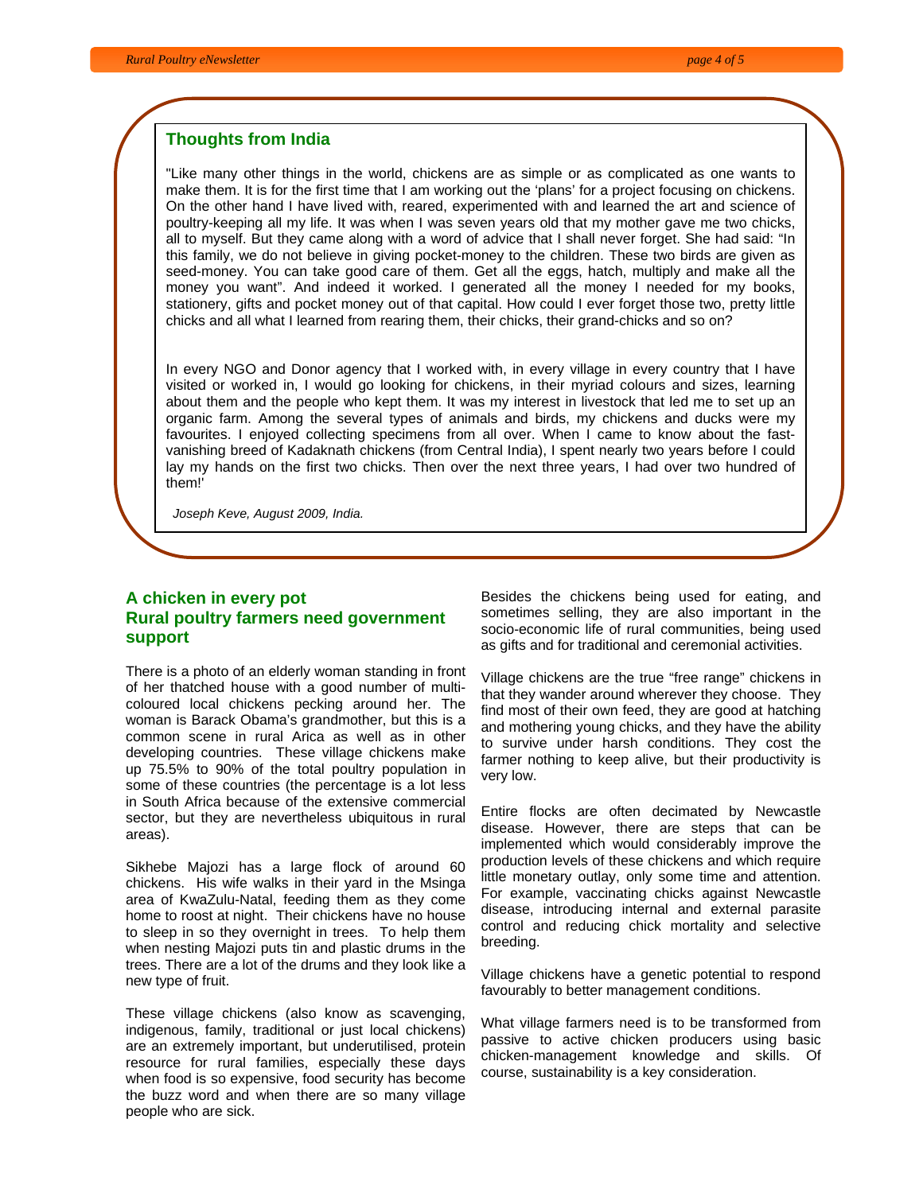## Thoughts from India

"Like many other things in the world, chickens are as simple or as complicated as one wants to make them. It is for the first time that I am working out the 'plans' for a project focusing on chickens. On the other hand I have lived with, reared, experimented with and learned the art and science of poultry-keeping all my life. It was when I was seven years old that my mother gave me two chicks, all to myself. But they came along with a word of advice that I shall never forget. She had said: "In this family, we do not believe in giving pocket-money to the children. These two birds are given as seed-money. You can take good care of them. Get all the eggs, hatch, multiply and make all the money you want". And indeed it worked. I generated all the money I needed for my books, stationery, gifts and pocket money out of that capital. How could I ever forget those two, pretty little chicks and all what I learned from rearing them, their chicks, their grand-chicks and so on?

In every NGO and Donor agency that I worked with, in every village in every country that I have visited or worked in, I would go looking for chickens, in their myriad colours and sizes, learning about them and the people who kept them. It was my interest in livestock that led me to set up an organic farm. Among the several types of animals and birds, my chickens and ducks were my favourites. I enjoyed collecting specimens from all over. When I came to know about the fast-vanishing breed of Kadaknath chickens (from Central India), I spent nearly two years before I could lay my hands on the first two chicks. Then over the next three years, I had over two hundred of them!'

*Joseph Keve, August 2009, India.*

## A chicken in every pot
## Rural poultry farmers need government support

There is a photo of an elderly woman standing in front of her thatched house with a good number of multi-coloured local chickens pecking around her. The woman is Barack Obama's grandmother, but this is a common scene in rural Arica as well as in other developing countries. These village chickens make up 75.5% to 90% of the total poultry population in some of these countries (the percentage is a lot less in South Africa because of the extensive commercial sector, but they are nevertheless ubiquitous in rural areas).

Sikhebe Majozi has a large flock of around 60 chickens. His wife walks in their yard in the Msinga area of KwaZulu-Natal, feeding them as they come home to roost at night. Their chickens have no house to sleep in so they overnight in trees. To help them when nesting Majozi puts tin and plastic drums in the trees. There are a lot of the drums and they look like a new type of fruit.

These village chickens (also know as scavenging, indigenous, family, traditional or just local chickens) are an extremely important, but underutilised, protein resource for rural families, especially these days when food is so expensive, food security has become the buzz word and when there are so many village people who are sick.

Besides the chickens being used for eating, and sometimes selling, they are also important in the socio-economic life of rural communities, being used as gifts and for traditional and ceremonial activities.

Village chickens are the true "free range" chickens in that they wander around wherever they choose. They find most of their own feed, they are good at hatching and mothering young chicks, and they have the ability to survive under harsh conditions. They cost the farmer nothing to keep alive, but their productivity is very low.

Entire flocks are often decimated by Newcastle disease. However, there are steps that can be implemented which would considerably improve the production levels of these chickens and which require little monetary outlay, only some time and attention. For example, vaccinating chicks against Newcastle disease, introducing internal and external parasite control and reducing chick mortality and selective breeding.

Village chickens have a genetic potential to respond favourably to better management conditions.

What village farmers need is to be transformed from passive to active chicken producers using basic chicken-management knowledge and skills. Of course, sustainability is a key consideration.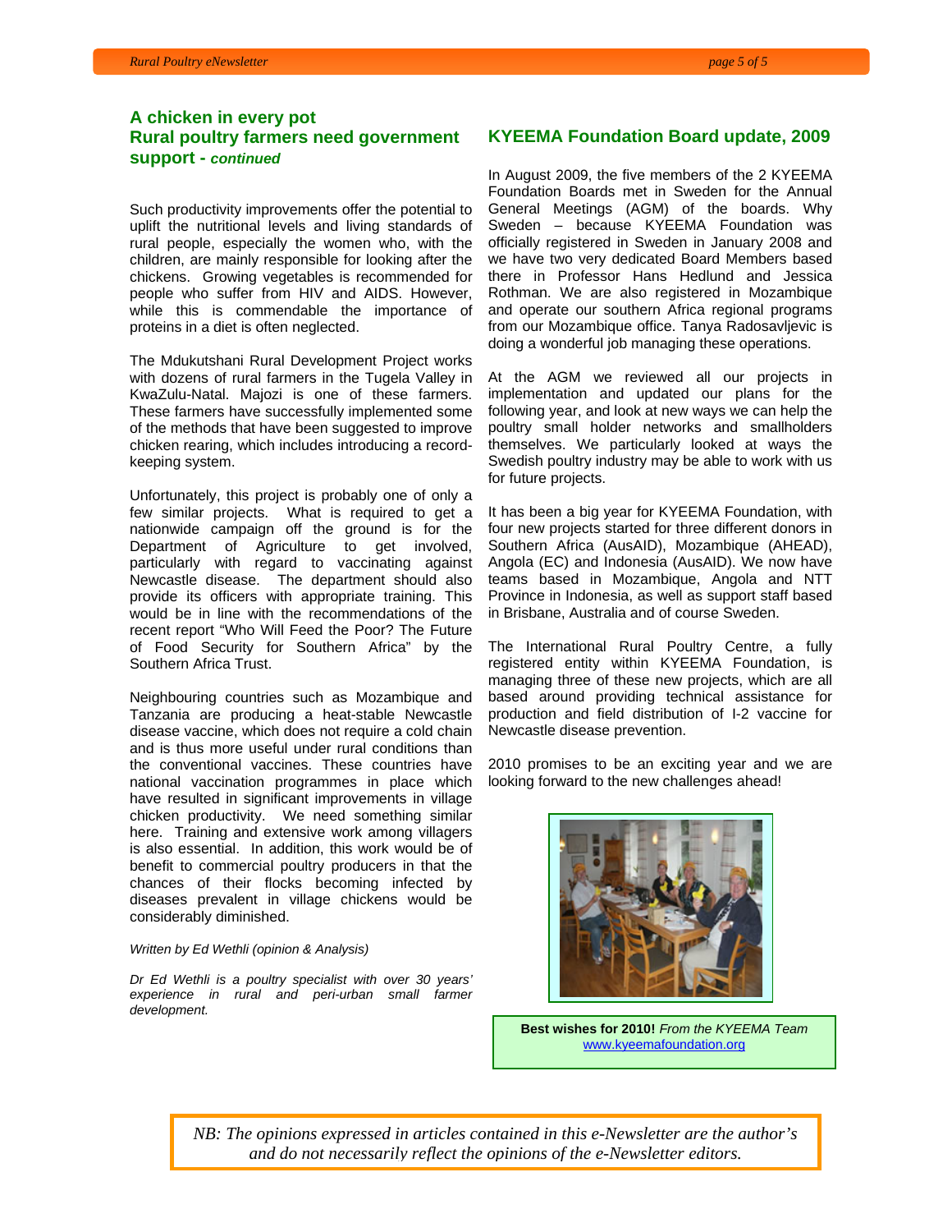## A chicken in every pot
## Rural poultry farmers need government support - *continued*

Such productivity improvements offer the potential to uplift the nutritional levels and living standards of rural people, especially the women who, with the children, are mainly responsible for looking after the chickens. Growing vegetables is recommended for people who suffer from HIV and AIDS. However, while this is commendable the importance of proteins in a diet is often neglected.

The Mdukutshani Rural Development Project works with dozens of rural farmers in the Tugela Valley in KwaZulu-Natal. Majozi is one of these farmers. These farmers have successfully implemented some of the methods that have been suggested to improve chicken rearing, which includes introducing a record-keeping system.

Unfortunately, this project is probably one of only a few similar projects. What is required to get a nationwide campaign off the ground is for the Department of Agriculture to get involved, particularly with regard to vaccinating against Newcastle disease. The department should also provide its officers with appropriate training. This would be in line with the recommendations of the recent report "Who Will Feed the Poor? The Future of Food Security for Southern Africa" by the Southern Africa Trust.

Neighbouring countries such as Mozambique and Tanzania are producing a heat-stable Newcastle disease vaccine, which does not require a cold chain and is thus more useful under rural conditions than the conventional vaccines. These countries have national vaccination programmes in place which have resulted in significant improvements in village chicken productivity. We need something similar here. Training and extensive work among villagers is also essential. In addition, this work would be of benefit to commercial poultry producers in that the chances of their flocks becoming infected by diseases prevalent in village chickens would be considerably diminished.

*Written by Ed Wethli (opinion & Analysis)*

*Dr Ed Wethli is a poultry specialist with over 30 years' experience in rural and peri-urban small farmer development.*

## KYEEMA Foundation Board update, 2009

In August 2009, the five members of the 2 KYEEMA Foundation Boards met in Sweden for the Annual General Meetings (AGM) of the boards. Why Sweden – because KYEEMA Foundation was officially registered in Sweden in January 2008 and we have two very dedicated Board Members based there in Professor Hans Hedlund and Jessica Rothman. We are also registered in Mozambique and operate our southern Africa regional programs from our Mozambique office. Tanya Radosavljevic is doing a wonderful job managing these operations.

At the AGM we reviewed all our projects in implementation and updated our plans for the following year, and look at new ways we can help the poultry small holder networks and smallholders themselves. We particularly looked at ways the Swedish poultry industry may be able to work with us for future projects.

It has been a big year for KYEEMA Foundation, with four new projects started for three different donors in Southern Africa (AusAID), Mozambique (AHEAD), Angola (EC) and Indonesia (AusAID). We now have teams based in Mozambique, Angola and NTT Province in Indonesia, as well as support staff based in Brisbane, Australia and of course Sweden.

The International Rural Poultry Centre, a fully registered entity within KYEEMA Foundation, is managing three of these new projects, which are all based around providing technical assistance for production and field distribution of I-2 vaccine for Newcastle disease prevention.

2010 promises to be an exciting year and we are looking forward to the new challenges ahead!

**Best wishes for 2010!** *From the KYEEMA Team*
www.kyeemafoundation.org

*NB: The opinions expressed in articles contained in this e-Newsletter are the author's and do not necessarily reflect the opinions of the e-Newsletter editors.*